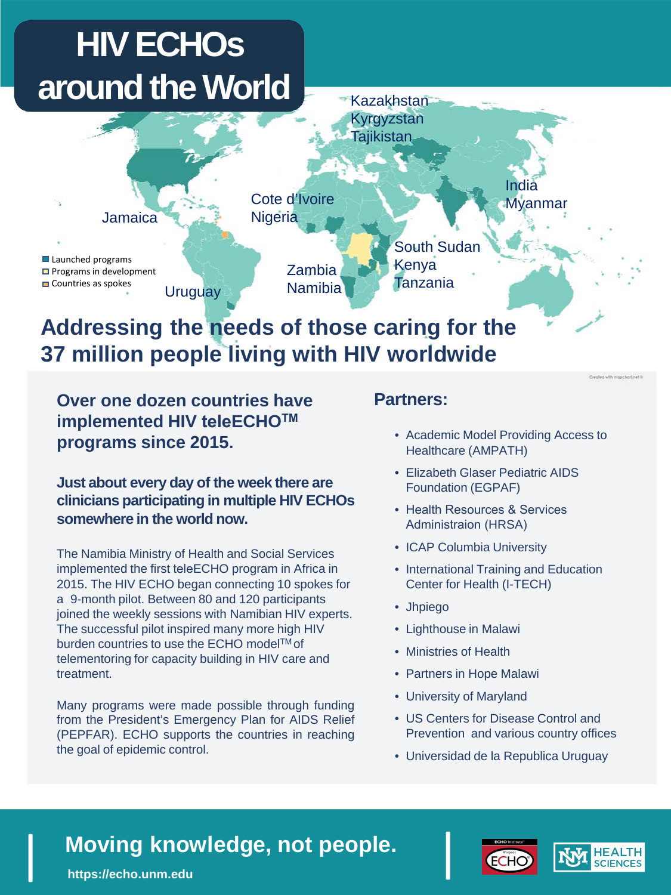# HIV ECHOs around the World

Kazakhstan
Kyrgyzstan
Tajikistan

India
Myanmar

Cote d'Ivoire
Nigeria

Jamaica

South Sudan
Kenya
Tanzania

Zambia
Namibia

Uruguay

- Launched programs
- Programs in development
- Countries as spokes

Created with mapchart.net ©

## Addressing the needs of those caring for the 37 million people living with HIV worldwide

### Over one dozen countries have implemented HIV teleECHO™ programs since 2015.

**Just about every day of the week there are clinicians participating in multiple HIV ECHOs somewhere in the world now.**

The Namibia Ministry of Health and Social Services implemented the first teleECHO program in Africa in 2015. The HIV ECHO began connecting 10 spokes for a 9-month pilot. Between 80 and 120 participants joined the weekly sessions with Namibian HIV experts. The successful pilot inspired many more high HIV burden countries to use the ECHO model™ of telementoring for capacity building in HIV care and treatment.

Many programs were made possible through funding from the President's Emergency Plan for AIDS Relief (PEPFAR). ECHO supports the countries in reaching the goal of epidemic control.

### Partners:

- Academic Model Providing Access to Healthcare (AMPATH)
- Elizabeth Glaser Pediatric AIDS Foundation (EGPAF)
- Health Resources & Services Administraion (HRSA)
- ICAP Columbia University
- International Training and Education Center for Health (I-TECH)
- Jhpiego
- Lighthouse in Malawi
- Ministries of Health
- Partners in Hope Malawi
- University of Maryland
- US Centers for Disease Control and Prevention and various country offices
- Universidad de la Republica Uruguay

**Moving knowledge, not people.**

https://echo.unm.edu

ECHO Institute™ Project ECHO | UNM HEALTH SCIENCES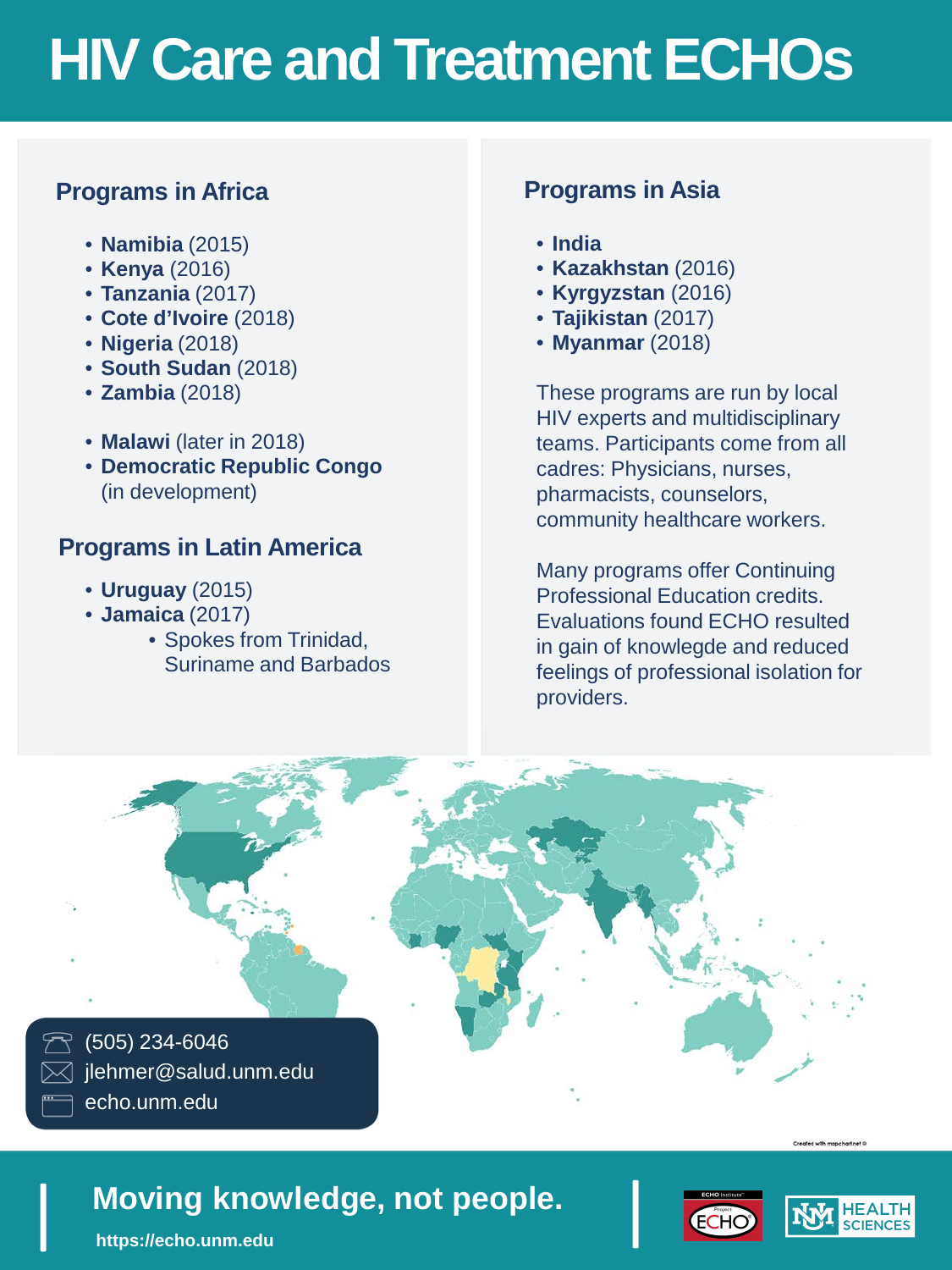# HIV Care and Treatment ECHOs

## Programs in Africa

- **Namibia** (2015)
- **Kenya** (2016)
- **Tanzania** (2017)
- **Cote d'Ivoire** (2018)
- **Nigeria** (2018)
- **South Sudan** (2018)
- **Zambia** (2018)

- **Malawi** (later in 2018)
- **Democratic Republic Congo** (in development)

## Programs in Latin America

- **Uruguay** (2015)
- **Jamaica** (2017)
  - Spokes from Trinidad, Suriname and Barbados

## Programs in Asia

- **India**
- **Kazakhstan** (2016)
- **Kyrgyzstan** (2016)
- **Tajikistan** (2017)
- **Myanmar** (2018)

These programs are run by local HIV experts and multidisciplinary teams. Participants come from all cadres: Physicians, nurses, pharmacists, counselors, community healthcare workers.

Many programs offer Continuing Professional Education credits. Evaluations found ECHO resulted in gain of knowlegde and reduced feelings of professional isolation for providers.

Created with mapchart.net ©

(505) 234-6046
jlehmer@salud.unm.edu
echo.unm.edu

**Moving knowledge, not people.**

**https://echo.unm.edu**